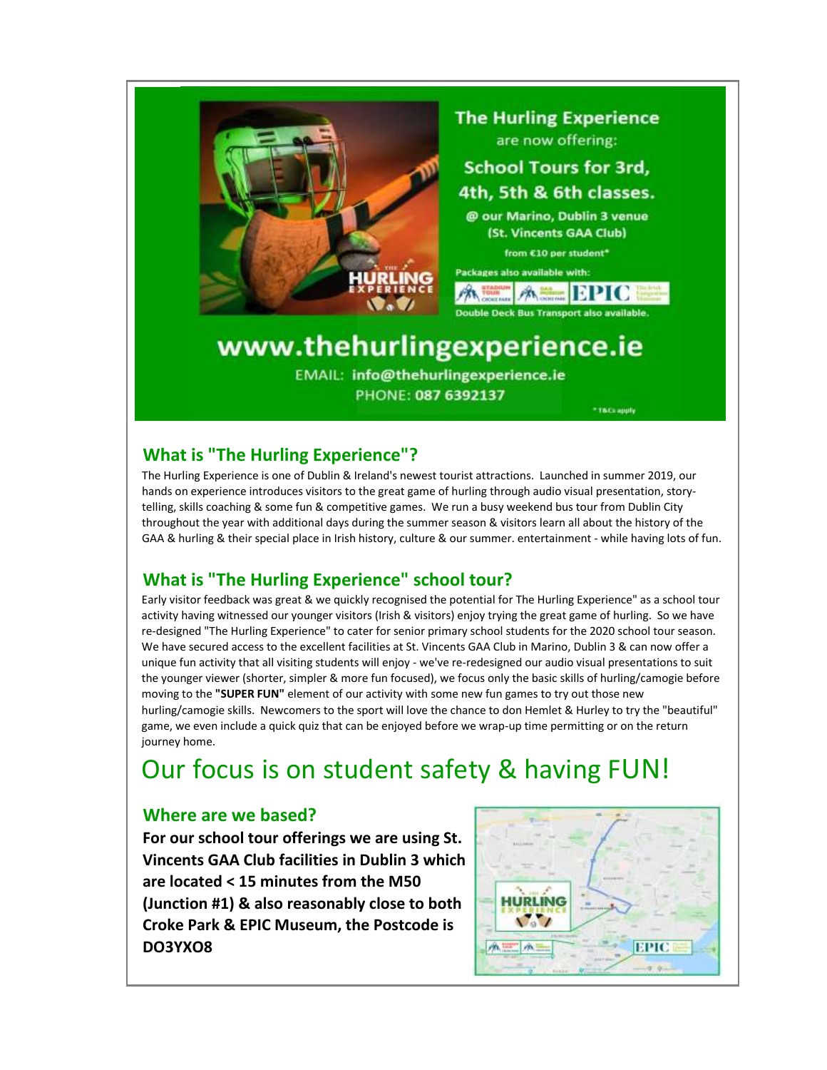## The Hurling Experience

are now offering:

**School Tours for 3rd, 4th, 5th & 6th classes.**

@ our Marino, Dublin 3 venue (St. Vincents GAA Club)

from €10 per student*

Packages also available with:

Double Deck Bus Transport also available.

**www.thehurlingexperience.ie**

EMAIL: **info@thehurlingexperience.ie**

PHONE: **087 6392137**

\* T&Cs apply

## What is "The Hurling Experience"?

The Hurling Experience is one of Dublin & Ireland's newest tourist attractions. Launched in summer 2019, our hands on experience introduces visitors to the great game of hurling through audio visual presentation, story-telling, skills coaching & some fun & competitive games. We run a busy weekend bus tour from Dublin City throughout the year with additional days during the summer season & visitors learn all about the history of the GAA & hurling & their special place in Irish history, culture & our summer. entertainment - while having lots of fun.

## What is "The Hurling Experience" school tour?

Early visitor feedback was great & we quickly recognised the potential for The Hurling Experience" as a school tour activity having witnessed our younger visitors (Irish & visitors) enjoy trying the great game of hurling. So we have re-designed "The Hurling Experience" to cater for senior primary school students for the 2020 school tour season. We have secured access to the excellent facilities at St. Vincents GAA Club in Marino, Dublin 3 & can now offer a unique fun activity that all visiting students will enjoy - we've re-redesigned our audio visual presentations to suit the younger viewer (shorter, simpler & more fun focused), we focus only the basic skills of hurling/camogie before moving to the **"SUPER FUN"** element of our activity with some new fun games to try out those new hurling/camogie skills. Newcomers to the sport will love the chance to don Hemlet & Hurley to try the "beautiful" game, we even include a quick quiz that can be enjoyed before we wrap-up time permitting or on the return journey home.

# Our focus is on student safety & having FUN!

## Where are we based?

**For our school tour offerings we are using St. Vincents GAA Club facilities in Dublin 3 which are located < 15 minutes from the M50 (Junction #1) & also reasonably close to both Croke Park & EPIC Museum, the Postcode is DO3YXO8**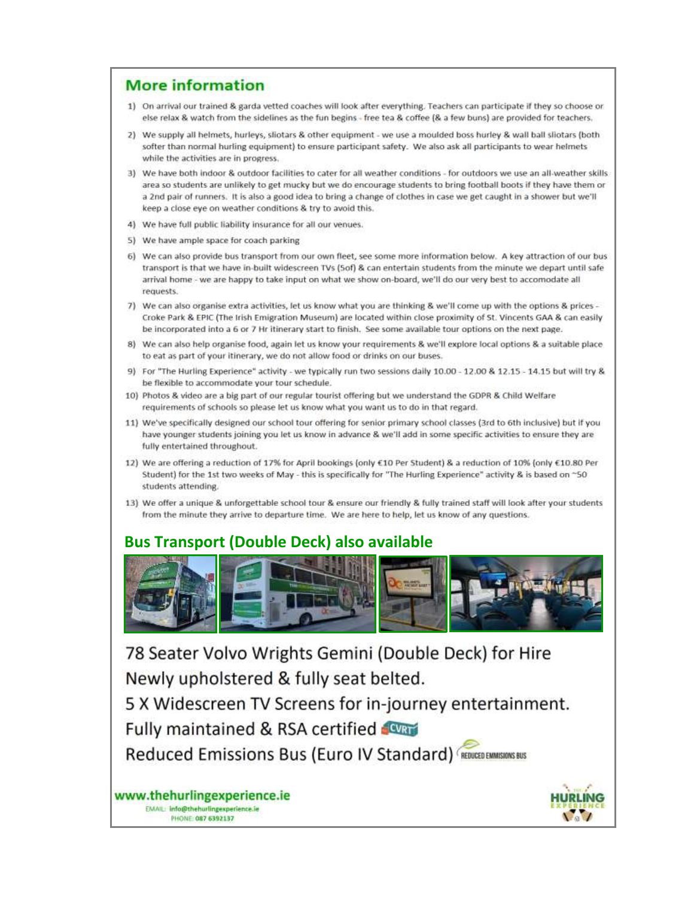## More information

1) On arrival our trained & garda vetted coaches will look after everything. Teachers can participate if they so choose or else relax & watch from the sidelines as the fun begins - free tea & coffee (& a few buns) are provided for teachers.
2) We supply all helmets, hurleys, sliotars & other equipment - we use a moulded boss hurley & wall ball sliotars (both softer than normal hurling equipment) to ensure participant safety. We also ask all participants to wear helmets while the activities are in progress.
3) We have both indoor & outdoor facilities to cater for all weather conditions - for outdoors we use an all-weather skills area so students are unlikely to get mucky but we do encourage students to bring football boots if they have them or a 2nd pair of runners. It is also a good idea to bring a change of clothes in case we get caught in a shower but we'll keep a close eye on weather conditions & try to avoid this.
4) We have full public liability insurance for all our venues.
5) We have ample space for coach parking
6) We can also provide bus transport from our own fleet, see some more information below. A key attraction of our bus transport is that we have in-built widescreen TVs (5of) & can entertain students from the minute we depart until safe arrival home - we are happy to take input on what we show on-board, we'll do our very best to accomodate all requests.
7) We can also organise extra activities, let us know what you are thinking & we'll come up with the options & prices - Croke Park & EPIC (The Irish Emigration Museum) are located within close proximity of St. Vincents GAA & can easily be incorporated into a 6 or 7 Hr itinerary start to finish. See some available tour options on the next page.
8) We can also help organise food, again let us know your requirements & we'll explore local options & a suitable place to eat as part of your itinerary, we do not allow food or drinks on our buses.
9) For "The Hurling Experience" activity - we typically run two sessions daily 10.00 - 12.00 & 12.15 - 14.15 but will try & be flexible to accommodate your tour schedule.
10) Photos & video are a big part of our regular tourist offering but we understand the GDPR & Child Welfare requirements of schools so please let us know what you want us to do in that regard.
11) We've specifically designed our school tour offering for senior primary school classes (3rd to 6th inclusive) but if you have younger students joining you let us know in advance & we'll add in some specific activities to ensure they are fully entertained throughout.
12) We are offering a reduction of 17% for April bookings (only €10 Per Student) & a reduction of 10% (only €10.80 Per Student) for the 1st two weeks of May - this is specifically for "The Hurling Experience" activity & is based on ~50 students attending.
13) We offer a unique & unforgettable school tour & ensure our friendly & fully trained staff will look after your students from the minute they arrive to departure time. We are here to help, let us know of any questions.

## Bus Transport (Double Deck) also available

78 Seater Volvo Wrights Gemini (Double Deck) for Hire

Newly upholstered & fully seat belted.

5 X Widescreen TV Screens for in-journey entertainment.

Fully maintained & RSA certified CVRT

Reduced Emissions Bus (Euro IV Standard) REDUCED EMMISIONS BUS

**www.thehurlingexperience.ie**

EMAIL: info@thehurlingexperience.ie

PHONE: 087 6392137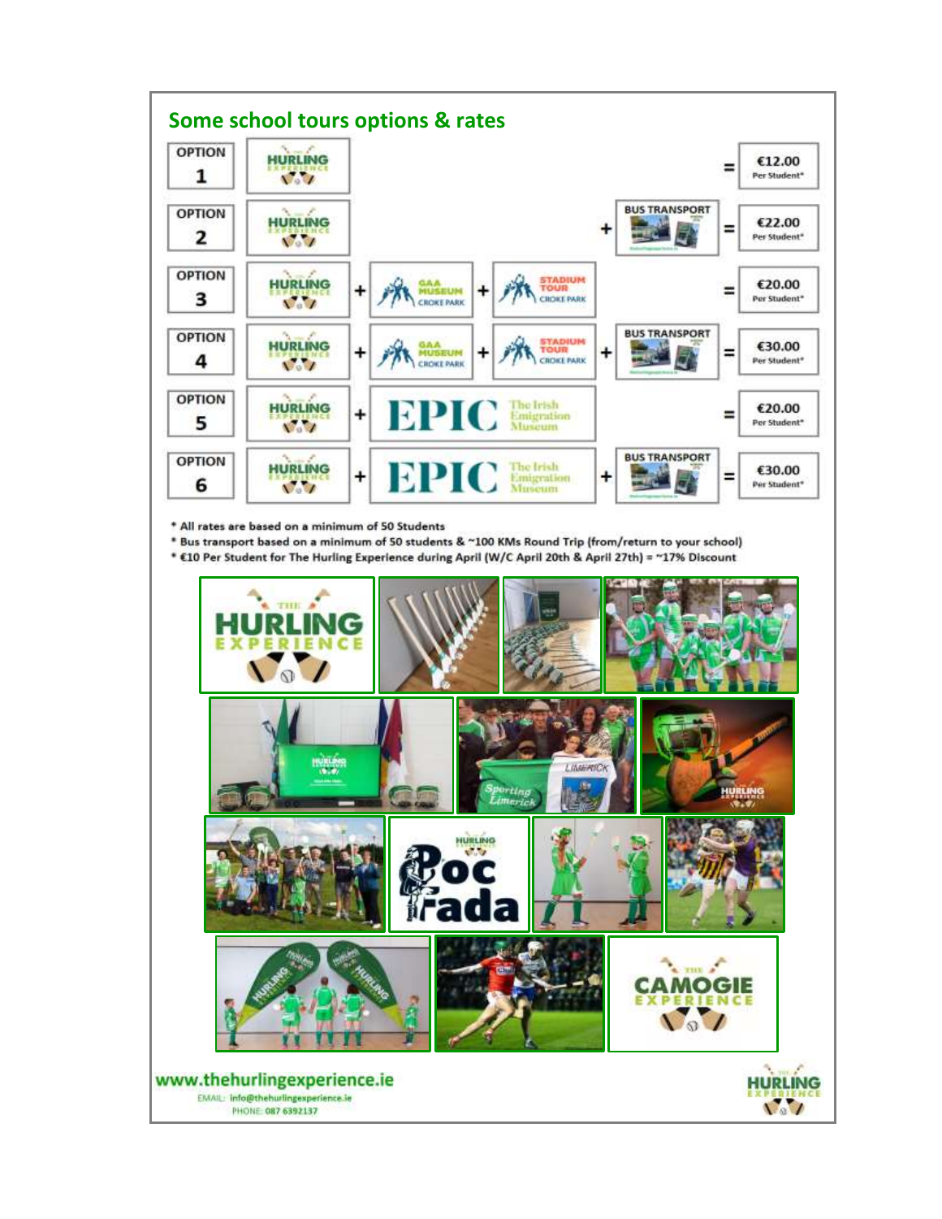## Some school tours options & rates

| | | | | | | |
|---|---|---|---|---|---|---|
| OPTION 1 | HURLING EXPERIENCE | | | | = | €12.00 Per Student* |
| OPTION 2 | HURLING EXPERIENCE | | | + BUS TRANSPORT | = | €22.00 Per Student* |
| OPTION 3 | HURLING EXPERIENCE | + GAA MUSEUM CROKE PARK | + STADIUM TOUR CROKE PARK | | = | €20.00 Per Student* |
| OPTION 4 | HURLING EXPERIENCE | + GAA MUSEUM CROKE PARK | + STADIUM TOUR CROKE PARK | + BUS TRANSPORT | = | €30.00 Per Student* |
| OPTION 5 | HURLING EXPERIENCE | + EPIC The Irish Emigration Museum | | | = | €20.00 Per Student* |
| OPTION 6 | HURLING EXPERIENCE | + EPIC The Irish Emigration Museum | | + BUS TRANSPORT | = | €30.00 Per Student* |

* All rates are based on a minimum of 50 Students
* Bus transport based on a minimum of 50 students & ~100 KMs Round Trip (from/return to your school)
* €10 Per Student for The Hurling Experience during April (W/C April 20th & April 27th) = ~17% Discount

**www.thehurlingexperience.ie**

EMAIL: info@thehurlingexperience.ie

PHONE: 087 6392137